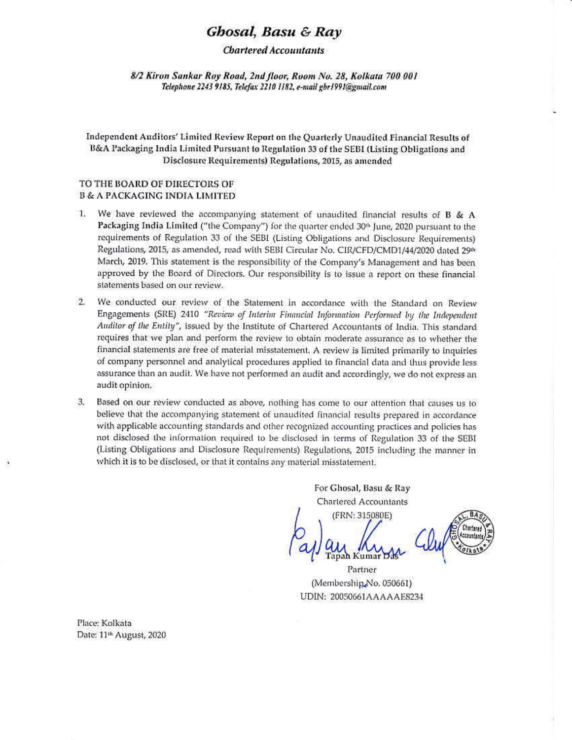# *Ghosal, Basu & Ray*

***Chartered Accountants***

***8/2 Kiron Sankar Roy Road, 2nd floor, Room No. 28, Kolkata 700 001***
***Telephone 2243 9185, Telefax 2210 1182, e-mail gbr1991@gmail.com***

**Independent Auditors' Limited Review Report on the Quarterly Unaudited Financial Results of B&A Packaging India Limited Pursuant to Regulation 33 of the SEBI (Listing Obligations and Disclosure Requirements) Regulations, 2015, as amended**

TO THE BOARD OF DIRECTORS OF
B & A PACKAGING INDIA LIMITED

1. We have reviewed the accompanying statement of unaudited financial results of **B & A Packaging India Limited** ("the Company") for the quarter ended 30th June, 2020 pursuant to the requirements of Regulation 33 of the SEBI (Listing Obligations and Disclosure Requirements) Regulations, 2015, as amended, read with SEBI Circular No. CIR/CFD/CMD1/44/2020 dated 29th March, 2019. This statement is the responsibility of the Company's Management and has been approved by the Board of Directors. Our responsibility is to issue a report on these financial statements based on our review.

2. We conducted our review of the Statement in accordance with the Standard on Review Engagements (SRE) 2410 *"Review of Interim Financial Information Performed by the Independent Auditor of the Entity"*, issued by the Institute of Chartered Accountants of India. This standard requires that we plan and perform the review to obtain moderate assurance as to whether the financial statements are free of material misstatement. A review is limited primarily to inquiries of company personnel and analytical procedures applied to financial data and thus provide less assurance than an audit. We have not performed an audit and accordingly, we do not express an audit opinion.

3. Based on our review conducted as above, nothing has come to our attention that causes us to believe that the accompanying statement of unaudited financial results prepared in accordance with applicable accounting standards and other recognized accounting practices and policies has not disclosed the information required to be disclosed in terms of Regulation 33 of the SEBI (Listing Obligations and Disclosure Requirements) Regulations, 2015 including the manner in which it is to be disclosed, or that it contains any material misstatement.

For Ghosal, Basu & Ray
Chartered Accountants
(FRN: 315080E)

Tapan Kumar Das
Partner
(Membership No. 050661)
UDIN: 20050661AAAAAE8234

Place: Kolkata
Date: 11th August, 2020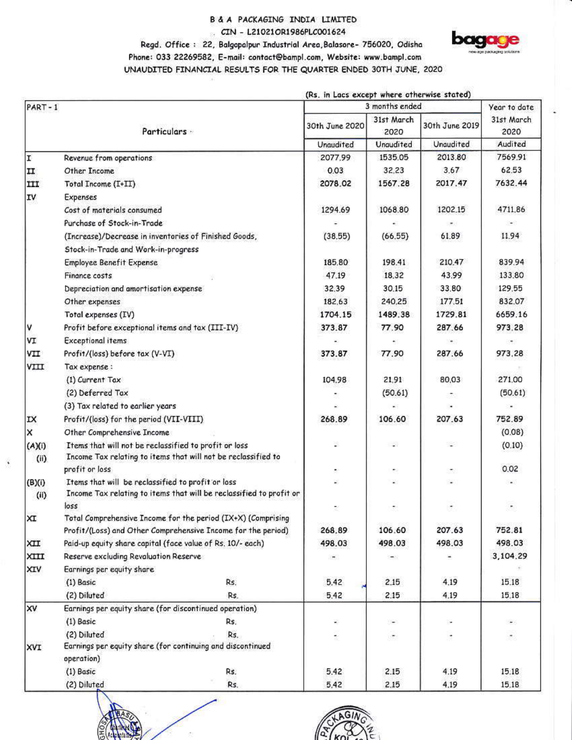B & A PACKAGING INDIA LIMITED

CIN - L21021OR1986PLC001624

Regd. Office : 22, Balgopalpur Industrial Area, Balasore- 756020, Odisha

Phone: 033 22269582, E-mail: contact@bampl.com, Website: www.bampl.com

UNAUDITED FINANCIAL RESULTS FOR THE QUARTER ENDED 30TH JUNE, 2020

(Rs. in Lacs except where otherwise stated)

| PART - 1 | | | 3 months ended | | | Year to date |
|---|---|---|---|---|---|---|
| | Particulars | | 30th June 2020 | 31st March 2020 | 30th June 2019 | 31st March 2020 |
| | | | Unaudited | Unaudited | Unaudited | Audited |
| I | Revenue from operations | | 2077.99 | 1535.05 | 2013.80 | 7569.91 |
| II | Other Income | | 0.03 | 32.23 | 3.67 | 62.53 |
| III | Total Income (I+II) | | **2078.02** | **1567.28** | **2017.47** | **7632.44** |
| IV | Expenses | | | | | |
| | Cost of materials consumed | | 1294.69 | 1068.80 | 1202.15 | 4711.86 |
| | Purchase of Stock-in-Trade | | - | - | - | - |
| | (Increase)/Decrease in inventories of Finished Goods, Stock-in-Trade and Work-in-progress | | (38.55) | (66.55) | 61.89 | 11.94 |
| | Employee Benefit Expense | | 185.80 | 198.41 | 210.47 | 839.94 |
| | Finance costs | | 47.19 | 18.32 | 43.99 | 133.80 |
| | Depreciation and amortisation expense | | 32.39 | 30.15 | 33.80 | 129.55 |
| | Other expenses | | 182.63 | 240.25 | 177.51 | 832.07 |
| | Total expenses (IV) | | **1704.15** | **1489.38** | **1729.81** | **6659.16** |
| V | Profit before exceptional items and tax (III-IV) | | **373.87** | **77.90** | **287.66** | **973.28** |
| VI | Exceptional items | | - | - | - | - |
| VII | Profit/(loss) before tax (V-VI) | | **373.87** | **77.90** | **287.66** | **973.28** |
| VIII | Tax expense : | | | | | |
| | (1) Current Tax | | 104.98 | 21.91 | 80.03 | 271.00 |
| | (2) Deferred Tax | | - | (50.61) | - | (50.61) |
| | (3) Tax related to earlier years | | - | - | - | - |
| IX | Profit/(loss) for the period (VII-VIII) | | **268.89** | **106.60** | **207.63** | **752.89** |
| X | Other Comprehensive Income | | | | | (0.08) |
| (A)(i) | Items that will not be reclassified to profit or loss | | - | - | - | (0.10) |
| (ii) | Income Tax relating to items that will not be reclassified to profit or loss | | - | - | - | 0.02 |
| (B)(i) | Items that will be reclassified to profit or loss | | - | - | - | - |
| (ii) | Income Tax relating to items that will be reclassified to profit or loss | | - | - | - | - |
| XI | Total Comprehensive Income for the period (IX+X) (Comprising Profit/(Loss) and Other Comprehensive Income for the period) | | **268.89** | **106.60** | **207.63** | **752.81** |
| XII | Paid-up equity share capital (face value of Rs. 10/- each) | | **498.03** | **498.03** | **498.03** | **498.03** |
| XIII | Reserve excluding Revaluation Reserve | | - | - | - | 3,104.29 |
| XIV | Earnings per equity share | | | | | |
| | (1) Basic | Rs. | 5.42 | 2.15 | 4.19 | 15.18 |
| | (2) Diluted | Rs. | 5.42 | 2.15 | 4.19 | 15.18 |
| XV | Earnings per equity share (for discontinued operation) | | | | | |
| | (1) Basic | Rs. | - | - | - | - |
| | (2) Diluted | Rs. | - | - | - | - |
| XVI | Earnings per equity share (for continuing and discontinued operation) | | | | | |
| | (1) Basic | Rs. | 5.42 | 2.15 | 4.19 | 15.18 |
| | (2) Diluted | Rs. | 5.42 | 2.15 | 4.19 | 15.18 |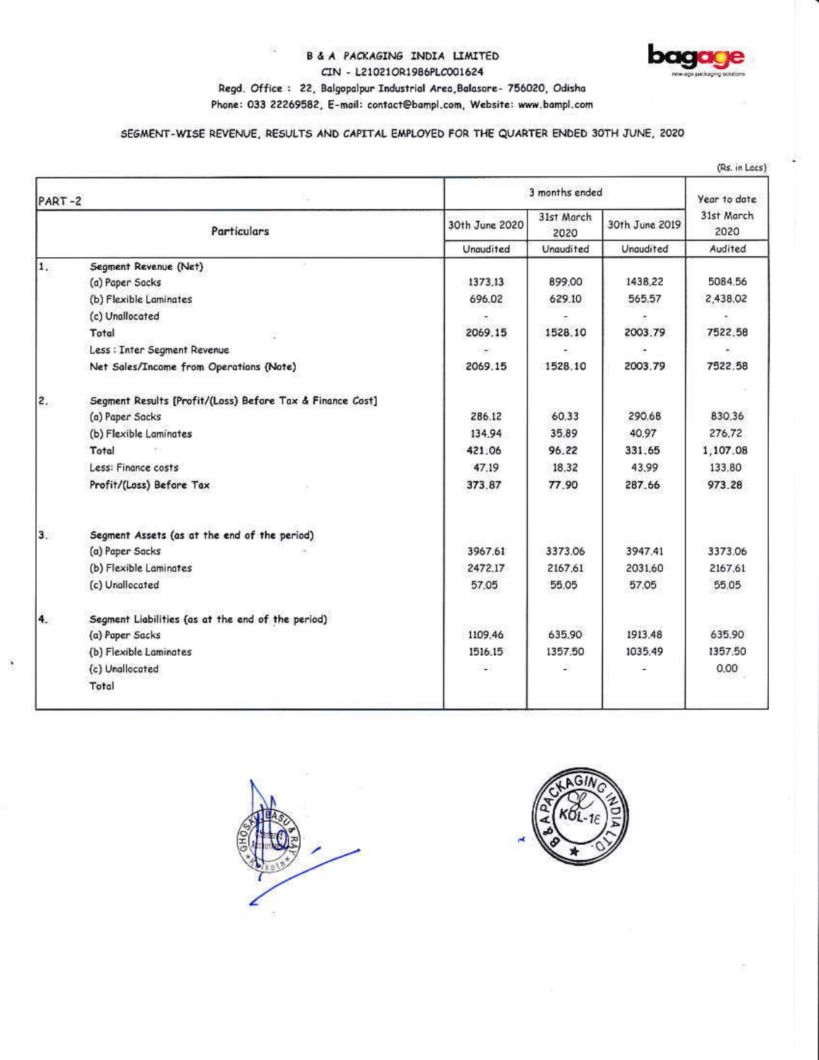B & A PACKAGING INDIA LIMITED

CIN - L21021OR1986PLC001624

Regd. Office : 22, Balgopalpur Industrial Area, Balasore- 756020, Odisha

Phone: 033 22269582, E-mail: contact@bampl.com, Website: www.bampl.com

## SEGMENT-WISE REVENUE, RESULTS AND CAPITAL EMPLOYED FOR THE QUARTER ENDED 30TH JUNE, 2020

(Rs. in Lacs)

| PART -2 | | 3 months ended | | | Year to date |
|---|---|---|---|---|---|
| | Particulars | 30th June 2020 | 31st March 2020 | 30th June 2019 | 31st March 2020 |
| | | Unaudited | Unaudited | Unaudited | Audited |
| 1. | Segment Revenue (Net) | | | | |
| | (a) Paper Sacks | 1373.13 | 899.00 | 1438.22 | 5084.56 |
| | (b) Flexible Laminates | 696.02 | 629.10 | 565.57 | 2,438.02 |
| | (c) Unallocated | - | - | - | - |
| | Total | 2069.15 | 1528.10 | 2003.79 | 7522.58 |
| | Less : Inter Segment Revenue | - | - | - | - |
| | Net Sales/Income from Operations (Note) | 2069.15 | 1528.10 | 2003.79 | 7522.58 |
| 2. | Segment Results [Profit/(Loss) Before Tax & Finance Cost] | | | | |
| | (a) Paper Sacks | 286.12 | 60.33 | 290.68 | 830.36 |
| | (b) Flexible Laminates | 134.94 | 35.89 | 40.97 | 276.72 |
| | Total | 421.06 | 96.22 | 331.65 | 1,107.08 |
| | Less: Finance costs | 47.19 | 18.32 | 43.99 | 133.80 |
| | Profit/(Loss) Before Tax | 373.87 | 77.90 | 287.66 | 973.28 |
| 3. | Segment Assets (as at the end of the period) | | | | |
| | (a) Paper Sacks | 3967.61 | 3373.06 | 3947.41 | 3373.06 |
| | (b) Flexible Laminates | 2472.17 | 2167.61 | 2031.60 | 2167.61 |
| | (c) Unallocated | 57.05 | 55.05 | 57.05 | 55.05 |
| 4. | Segment Liabilities (as at the end of the period) | | | | |
| | (a) Paper Sacks | 1109.46 | 635.90 | 1913.48 | 635.90 |
| | (b) Flexible Laminates | 1516.15 | 1357.50 | 1035.49 | 1357.50 |
| | (c) Unallocated | - | - | - | 0.00 |
| | Total | | | | |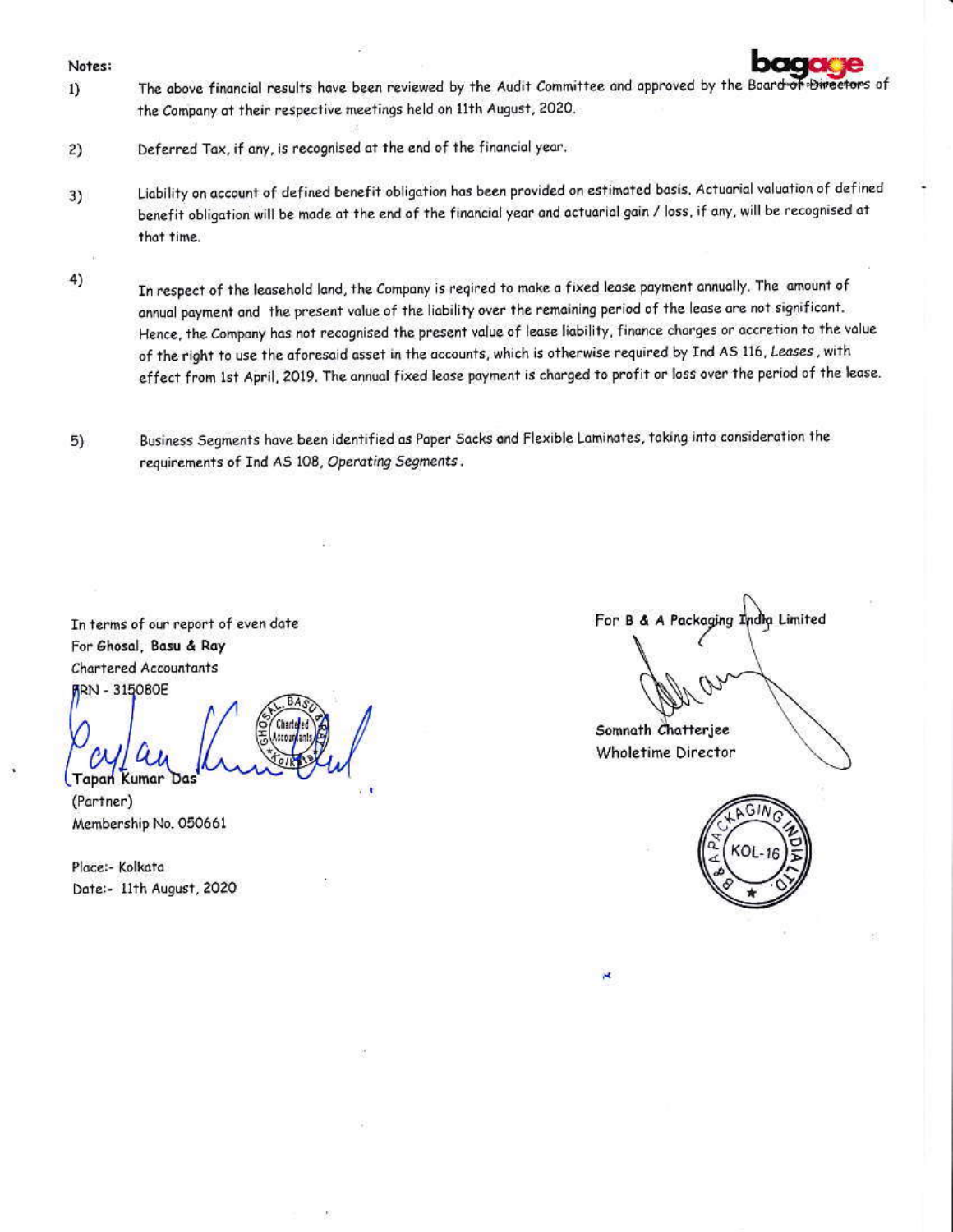Notes:

1) The above financial results have been reviewed by the Audit Committee and approved by the Board of Directors of the Company at their respective meetings held on 11th August, 2020.

2) Deferred Tax, if any, is recognised at the end of the financial year.

3) Liability on account of defined benefit obligation has been provided on estimated basis. Actuarial valuation of defined benefit obligation will be made at the end of the financial year and actuarial gain / loss, if any, will be recognised at that time.

4) In respect of the leasehold land, the Company is reqired to make a fixed lease payment annually. The amount of annual payment and the present value of the liability over the remaining period of the lease are not significant. Hence, the Company has not recognised the present value of lease liability, finance charges or accretion to the value of the right to use the aforesaid asset in the accounts, which is otherwise required by Ind AS 116, *Leases*, with effect from 1st April, 2019. The annual fixed lease payment is charged to profit or loss over the period of the lease.

5) Business Segments have been identified as Paper Sacks and Flexible Laminates, taking into consideration the requirements of Ind AS 108, *Operating Segments*.

In terms of our report of even date
For **Ghosal, Basu & Ray**
Chartered Accountants
FRN - 315080E

Tapan Kumar Das
(Partner)
Membership No. 050661

Place:- Kolkata
Date:- 11th August, 2020

For B & A Packaging India Limited

Somnath Chatterjee
Wholetime Director